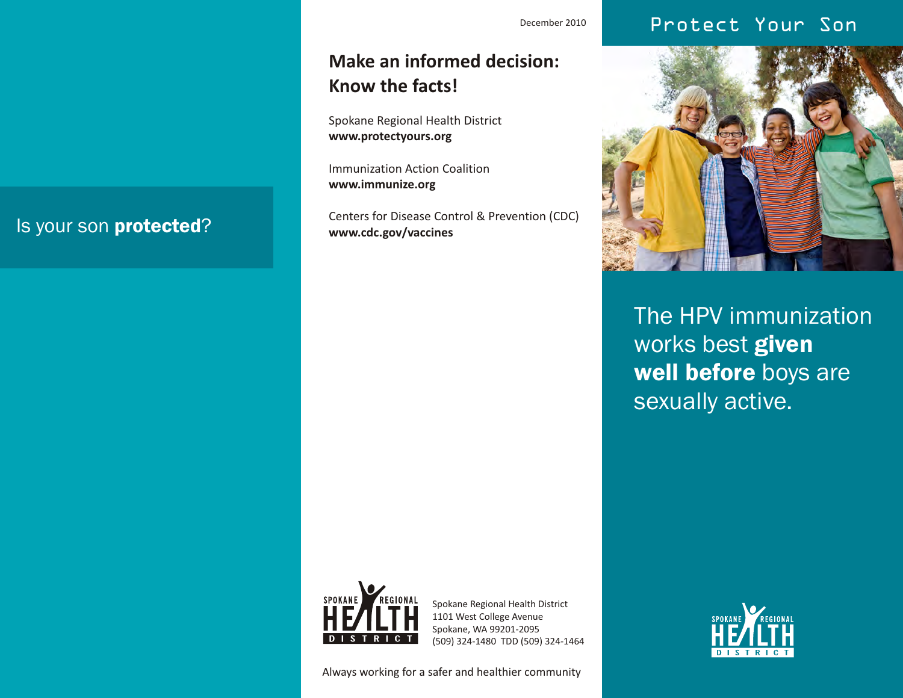Is your son **protected**?

December 2010

## Make an informed decision: Know the facts!

Spokane Regional Health District
**www.protectyours.org**

Immunization Action Coalition
**www.immunize.org**

Centers for Disease Control & Prevention (CDC)
**www.cdc.gov/vaccines**

Spokane Regional Health District
1101 West College Avenue
Spokane, WA 99201-2095
(509) 324-1480 TDD (509) 324-1464

Always working for a safer and healthier community

# Protect Your Son

The HPV immunization works best **given well before** boys are sexually active.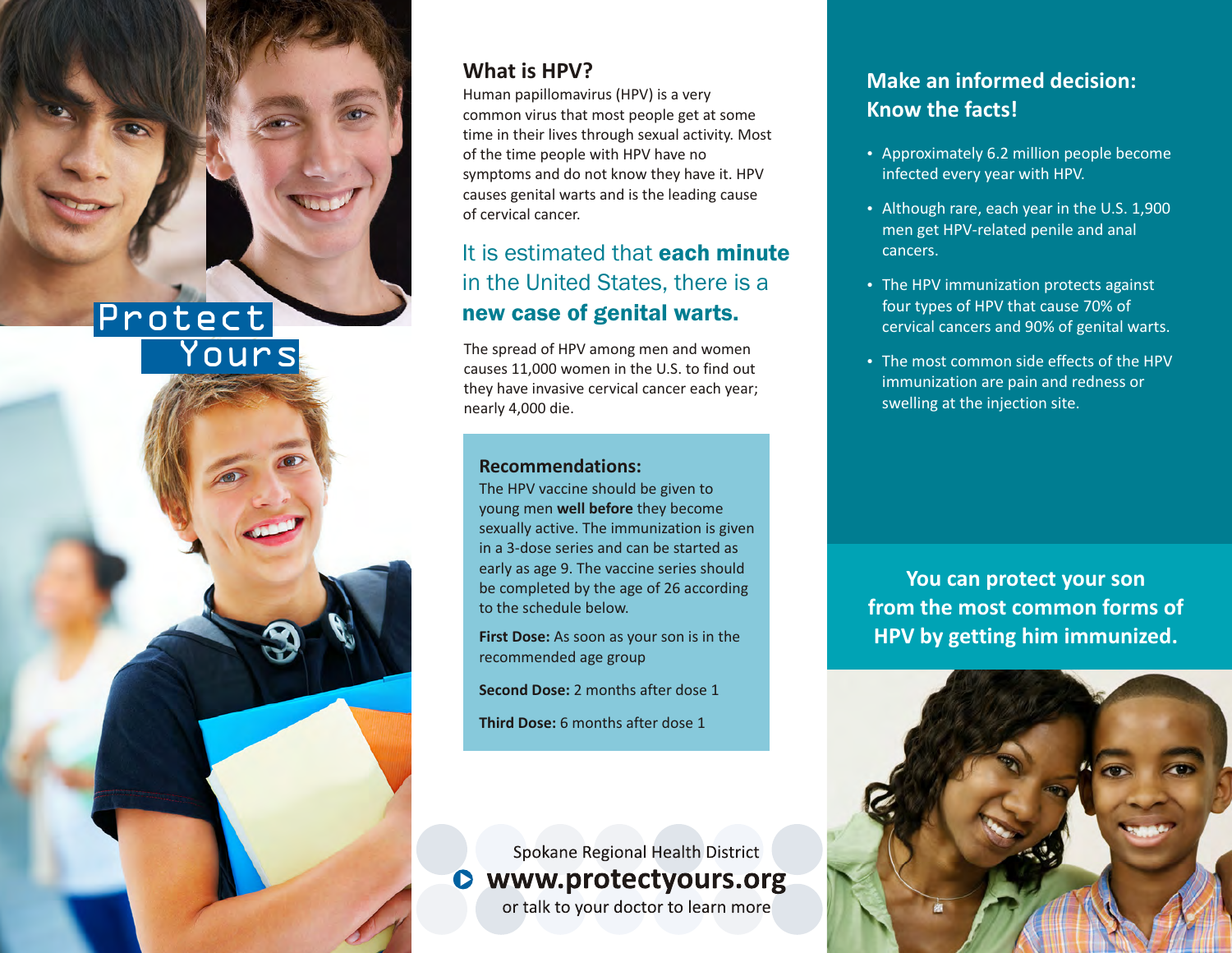Protect Yours

## What is HPV?

Human papillomavirus (HPV) is a very common virus that most people get at some time in their lives through sexual activity. Most of the time people with HPV have no symptoms and do not know they have it. HPV causes genital warts and is the leading cause of cervical cancer.

It is estimated that **each minute** in the United States, there is a **new case of genital warts.**

The spread of HPV among men and women causes 11,000 women in the U.S. to find out they have invasive cervical cancer each year; nearly 4,000 die.

### Recommendations:

The HPV vaccine should be given to young men **well before** they become sexually active. The immunization is given in a 3-dose series and can be started as early as age 9. The vaccine series should be completed by the age of 26 according to the schedule below.

**First Dose:** As soon as your son is in the recommended age group

**Second Dose:** 2 months after dose 1

**Third Dose:** 6 months after dose 1

Spokane Regional Health District
**www.protectyours.org**
or talk to your doctor to learn more

## Make an informed decision: Know the facts!

- Approximately 6.2 million people become infected every year with HPV.
- Although rare, each year in the U.S. 1,900 men get HPV-related penile and anal cancers.
- The HPV immunization protects against four types of HPV that cause 70% of cervical cancers and 90% of genital warts.
- The most common side effects of the HPV immunization are pain and redness or swelling at the injection site.

**You can protect your son from the most common forms of HPV by getting him immunized.**